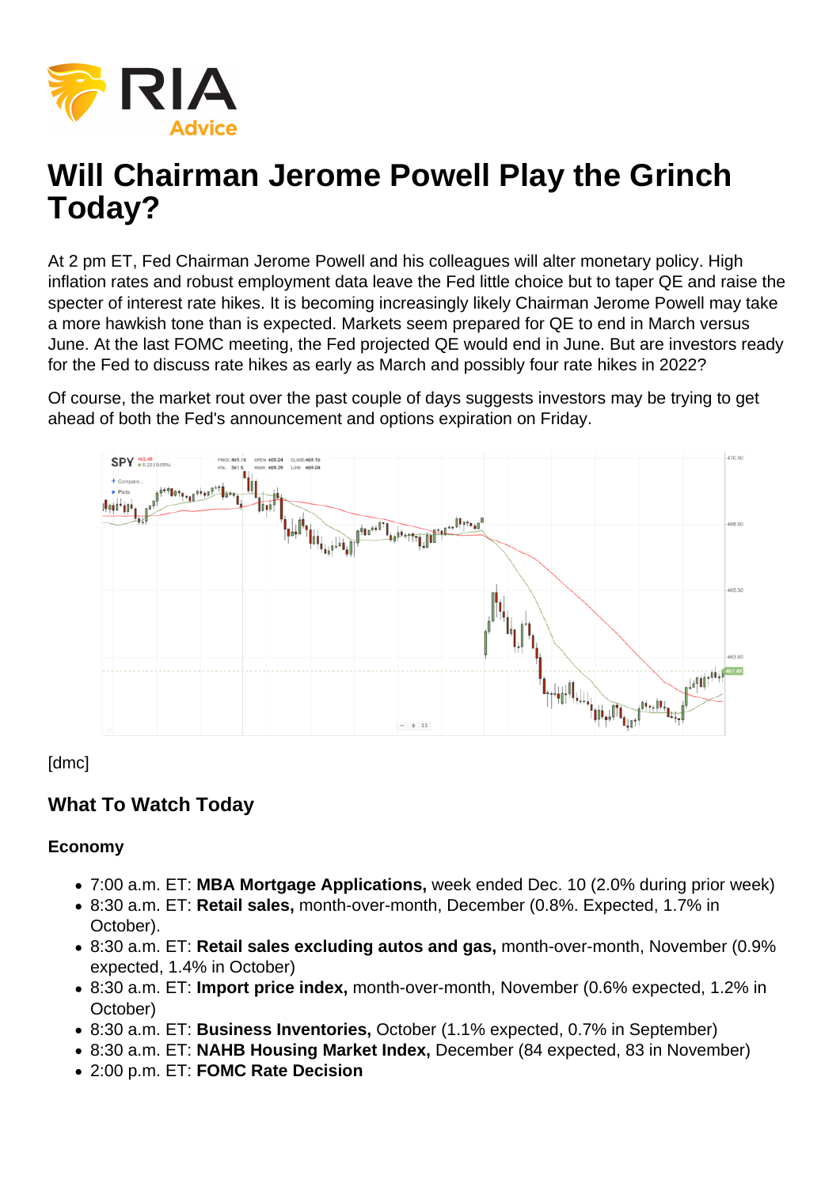# Will Chairman Jerome Powell Play the Grinch Today?

At 2 pm ET, Fed Chairman Jerome Powell and his colleagues will alter monetary policy. High inflation rates and robust employment data leave the Fed little choice but to taper QE and raise the specter of interest rate hikes. It is becoming increasingly likely Chairman Jerome Powell may take a more hawkish tone than is expected. Markets seem prepared for QE to end in March versus June. At the last FOMC meeting, the Fed projected QE would end in June. But are investors ready for the Fed to discuss rate hikes as early as March and possibly four rate hikes in 2022?

Of course, the market rout over the past couple of days suggests investors may be trying to get ahead of both the Fed's announcement and options expiration on Friday.

[dmc]

## What To Watch Today

### Economy

- 7:00 a.m. ET: **MBA Mortgage Applications,** week ended Dec. 10 (2.0% during prior week)
- 8:30 a.m. ET: **Retail sales,** month-over-month, December (0.8%. Expected, 1.7% in October).
- 8:30 a.m. ET: **Retail sales excluding autos and gas,** month-over-month, November (0.9% expected, 1.4% in October)
- 8:30 a.m. ET: **Import price index,** month-over-month, November (0.6% expected, 1.2% in October)
- 8:30 a.m. ET: **Business Inventories,** October (1.1% expected, 0.7% in September)
- 8:30 a.m. ET: **NAHB Housing Market Index,** December (84 expected, 83 in November)
- 2:00 p.m. ET: **FOMC Rate Decision**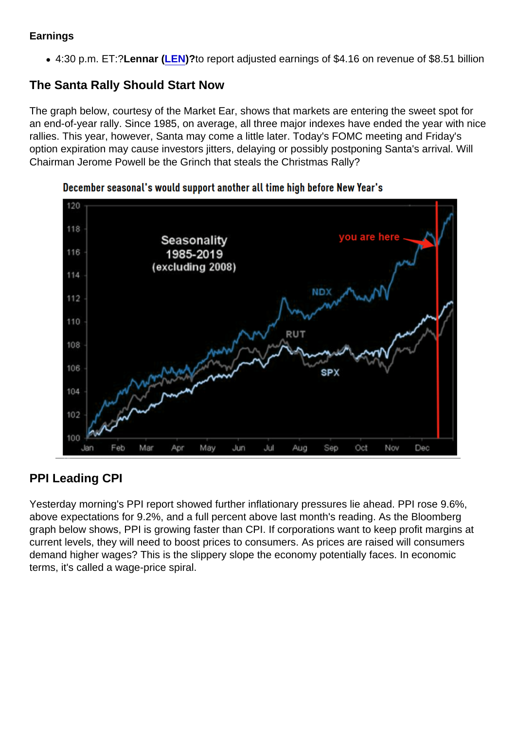**Earnings**

- 4:30 p.m. ET:?**Lennar (LEN)?**to report adjusted earnings of $4.16 on revenue of $8.51 billion

### The Santa Rally Should Start Now

The graph below, courtesy of the Market Ear, shows that markets are entering the sweet spot for an end-of-year rally. Since 1985, on average, all three major indexes have ended the year with nice rallies. This year, however, Santa may come a little later. Today's FOMC meeting and Friday's option expiration may cause investors jitters, delaying or possibly postponing Santa's arrival. Will Chairman Jerome Powell be the Grinch that steals the Christmas Rally?

December seasonal's would support another all time high before New Year's

### PPI Leading CPI

Yesterday morning's PPI report showed further inflationary pressures lie ahead. PPI rose 9.6%, above expectations for 9.2%, and a full percent above last month's reading. As the Bloomberg graph below shows, PPI is growing faster than CPI. If corporations want to keep profit margins at current levels, they will need to boost prices to consumers. As prices are raised will consumers demand higher wages? This is the slippery slope the economy potentially faces. In economic terms, it's called a wage-price spiral.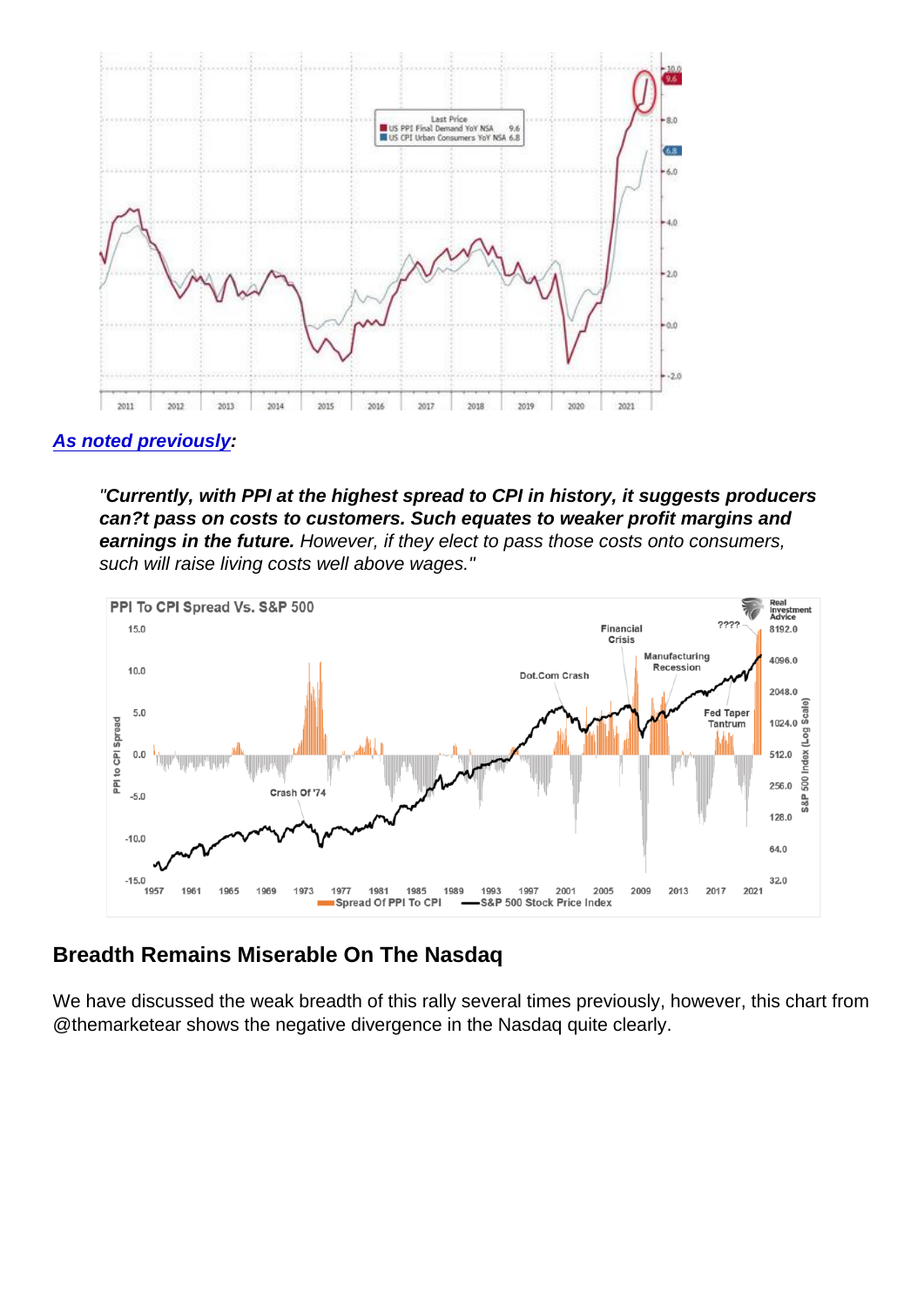[As noted previously](#):

> "**Currently, with PPI at the highest spread to CPI in history, it suggests producers can?t pass on costs to customers. Such equates to weaker profit margins and earnings in the future.** *However, if they elect to pass those costs onto consumers, such will raise living costs well above wages."*

## Breadth Remains Miserable On The Nasdaq

We have discussed the weak breadth of this rally several times previously, however, this chart from @themarketear shows the negative divergence in the Nasdaq quite clearly.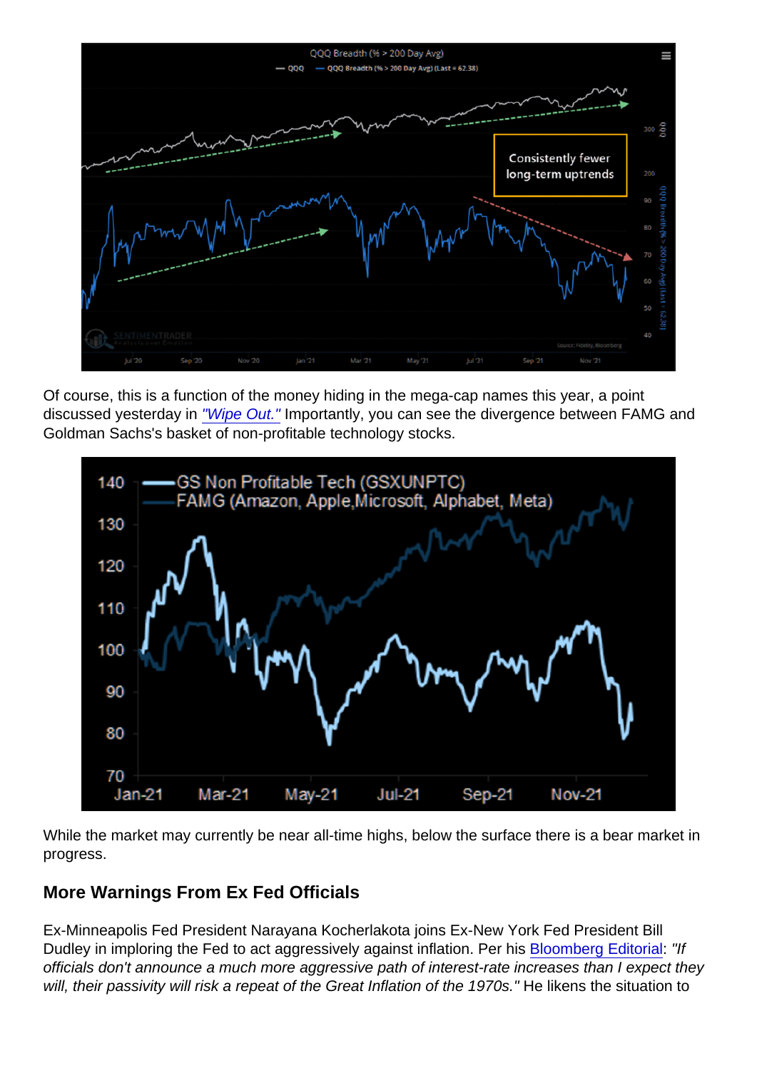Of course, this is a function of the money hiding in the mega-cap names this year, a point discussed yesterday in ["Wipe Out."](#) Importantly, you can see the divergence between FAMG and Goldman Sachs's basket of non-profitable technology stocks.

While the market may currently be near all-time highs, below the surface there is a bear market in progress.

## More Warnings From Ex Fed Officials

Ex-Minneapolis Fed President Narayana Kocherlakota joins Ex-New York Fed President Bill Dudley in imploring the Fed to act aggressively against inflation. Per his [Bloomberg Editorial](#): *"If officials don't announce a much more aggressive path of interest-rate increases than I expect they will, their passivity will risk a repeat of the Great Inflation of the 1970s."* He likens the situation to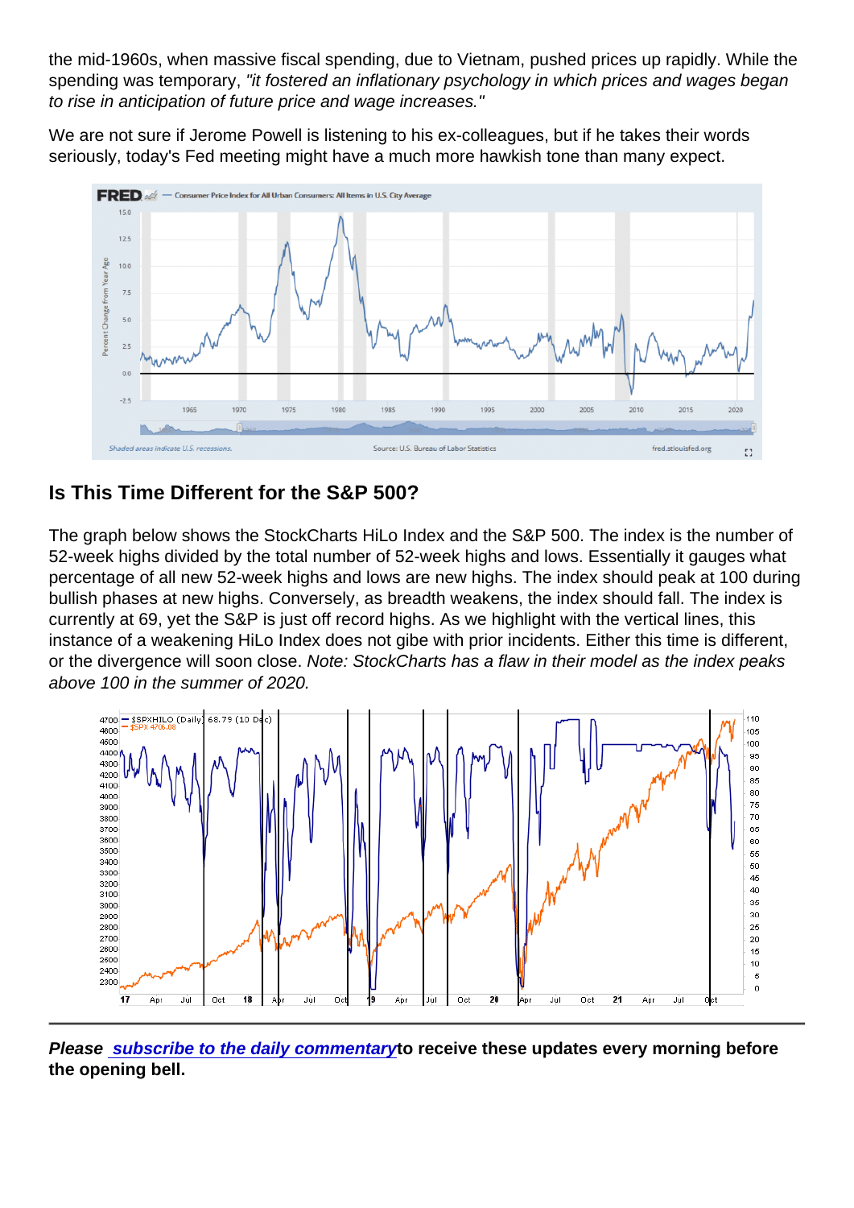the mid-1960s, when massive fiscal spending, due to Vietnam, pushed prices up rapidly. While the spending was temporary, *"it fostered an inflationary psychology in which prices and wages began to rise in anticipation of future price and wage increases."*

We are not sure if Jerome Powell is listening to his ex-colleagues, but if he takes their words seriously, today's Fed meeting might have a much more hawkish tone than many expect.

FRED — Consumer Price Index for All Urban Consumers: All Items in U.S. City Average

Percent Change from Year Ago

15.0
12.5
10.0
7.5
5.0
2.5
0.0
-2.5

1965 1970 1975 1980 1985 1990 1995 2000 2005 2010 2015 2020

Shaded areas indicate U.S. recessions. Source: U.S. Bureau of Labor Statistics fred.stlouisfed.org

## Is This Time Different for the S&P 500?

The graph below shows the StockCharts HiLo Index and the S&P 500. The index is the number of 52-week highs divided by the total number of 52-week highs and lows. Essentially it gauges what percentage of all new 52-week highs and lows are new highs. The index should peak at 100 during bullish phases at new highs. Conversely, as breadth weakens, the index should fall. The index is currently at 69, yet the S&P is just off record highs. As we highlight with the vertical lines, this instance of a weakening HiLo Index does not gibe with prior incidents. Either this time is different, or the divergence will soon close. *Note: StockCharts has a flaw in their model as the index peaks above 100 in the summer of 2020.*

— $SPXHILO (Daily) 68.79 (10 Dec)
— $SPX 4706.08

4700 4600 4500 4400 4300 4200 4100 4000 3900 3800 3700 3600 3500 3400 3300 3200 3100 3000 2900 2800 2700 2600 2500 2400 2300

110 105 100 95 90 85 80 75 70 65 60 55 50 45 40 35 30 25 20 15 10 5 0

17 Apr Jul Oct 18 Apr Jul Oct 19 Apr Jul Oct 20 Apr Jul Oct 21 Apr Jul Oct

---

***Please [subscribe to the daily commentary](#)* to receive these updates every morning before the opening bell.**